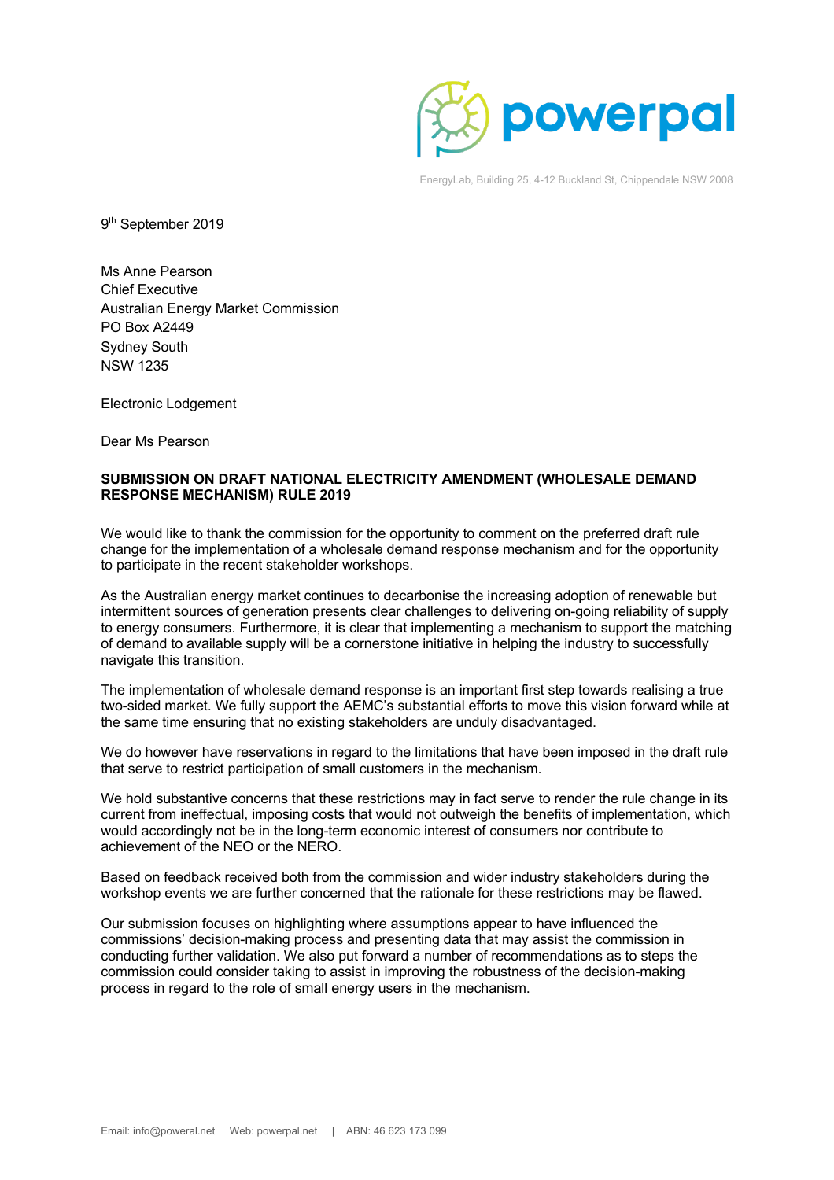powerpal

EnergyLab, Building 25, 4-12 Buckland St, Chippendale NSW 2008

9th September 2019

Ms Anne Pearson
Chief Executive
Australian Energy Market Commission
PO Box A2449
Sydney South
NSW 1235

Electronic Lodgement

Dear Ms Pearson

**SUBMISSION ON DRAFT NATIONAL ELECTRICITY AMENDMENT (WHOLESALE DEMAND RESPONSE MECHANISM) RULE 2019**

We would like to thank the commission for the opportunity to comment on the preferred draft rule change for the implementation of a wholesale demand response mechanism and for the opportunity to participate in the recent stakeholder workshops.

As the Australian energy market continues to decarbonise the increasing adoption of renewable but intermittent sources of generation presents clear challenges to delivering on-going reliability of supply to energy consumers. Furthermore, it is clear that implementing a mechanism to support the matching of demand to available supply will be a cornerstone initiative in helping the industry to successfully navigate this transition.

The implementation of wholesale demand response is an important first step towards realising a true two-sided market. We fully support the AEMC's substantial efforts to move this vision forward while at the same time ensuring that no existing stakeholders are unduly disadvantaged.

We do however have reservations in regard to the limitations that have been imposed in the draft rule that serve to restrict participation of small customers in the mechanism.

We hold substantive concerns that these restrictions may in fact serve to render the rule change in its current from ineffectual, imposing costs that would not outweigh the benefits of implementation, which would accordingly not be in the long-term economic interest of consumers nor contribute to achievement of the NEO or the NERO.

Based on feedback received both from the commission and wider industry stakeholders during the workshop events we are further concerned that the rationale for these restrictions may be flawed.

Our submission focuses on highlighting where assumptions appear to have influenced the commissions' decision-making process and presenting data that may assist the commission in conducting further validation. We also put forward a number of recommendations as to steps the commission could consider taking to assist in improving the robustness of the decision-making process in regard to the role of small energy users in the mechanism.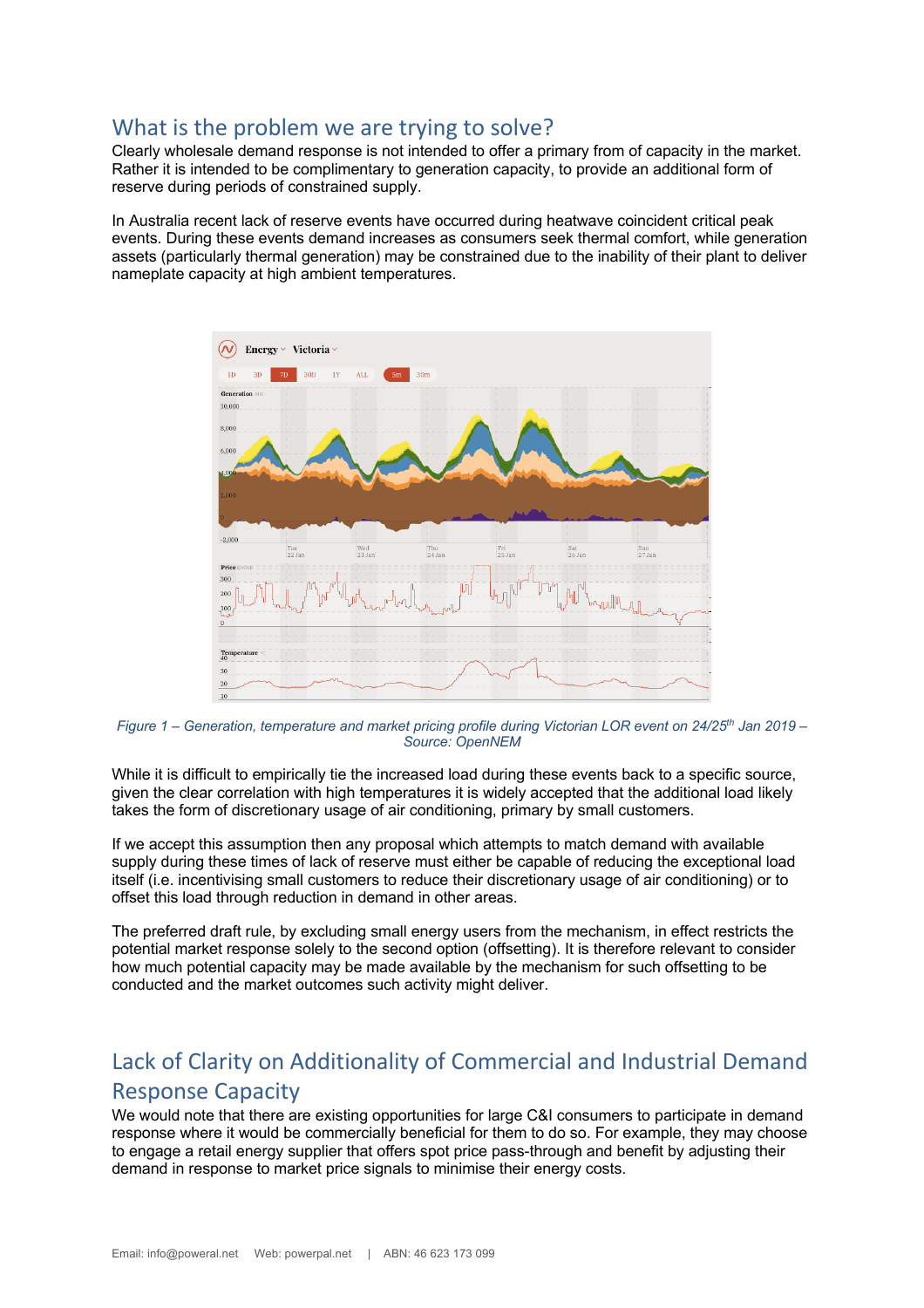## What is the problem we are trying to solve?

Clearly wholesale demand response is not intended to offer a primary from of capacity in the market. Rather it is intended to be complimentary to generation capacity, to provide an additional form of reserve during periods of constrained supply.

In Australia recent lack of reserve events have occurred during heatwave coincident critical peak events. During these events demand increases as consumers seek thermal comfort, while generation assets (particularly thermal generation) may be constrained due to the inability of their plant to deliver nameplate capacity at high ambient temperatures.

*Figure 1 – Generation, temperature and market pricing profile during Victorian LOR event on 24/25th Jan 2019 – Source: OpenNEM*

While it is difficult to empirically tie the increased load during these events back to a specific source, given the clear correlation with high temperatures it is widely accepted that the additional load likely takes the form of discretionary usage of air conditioning, primary by small customers.

If we accept this assumption then any proposal which attempts to match demand with available supply during these times of lack of reserve must either be capable of reducing the exceptional load itself (i.e. incentivising small customers to reduce their discretionary usage of air conditioning) or to offset this load through reduction in demand in other areas.

The preferred draft rule, by excluding small energy users from the mechanism, in effect restricts the potential market response solely to the second option (offsetting). It is therefore relevant to consider how much potential capacity may be made available by the mechanism for such offsetting to be conducted and the market outcomes such activity might deliver.

## Lack of Clarity on Additionality of Commercial and Industrial Demand Response Capacity

We would note that there are existing opportunities for large C&I consumers to participate in demand response where it would be commercially beneficial for them to do so. For example, they may choose to engage a retail energy supplier that offers spot price pass-through and benefit by adjusting their demand in response to market price signals to minimise their energy costs.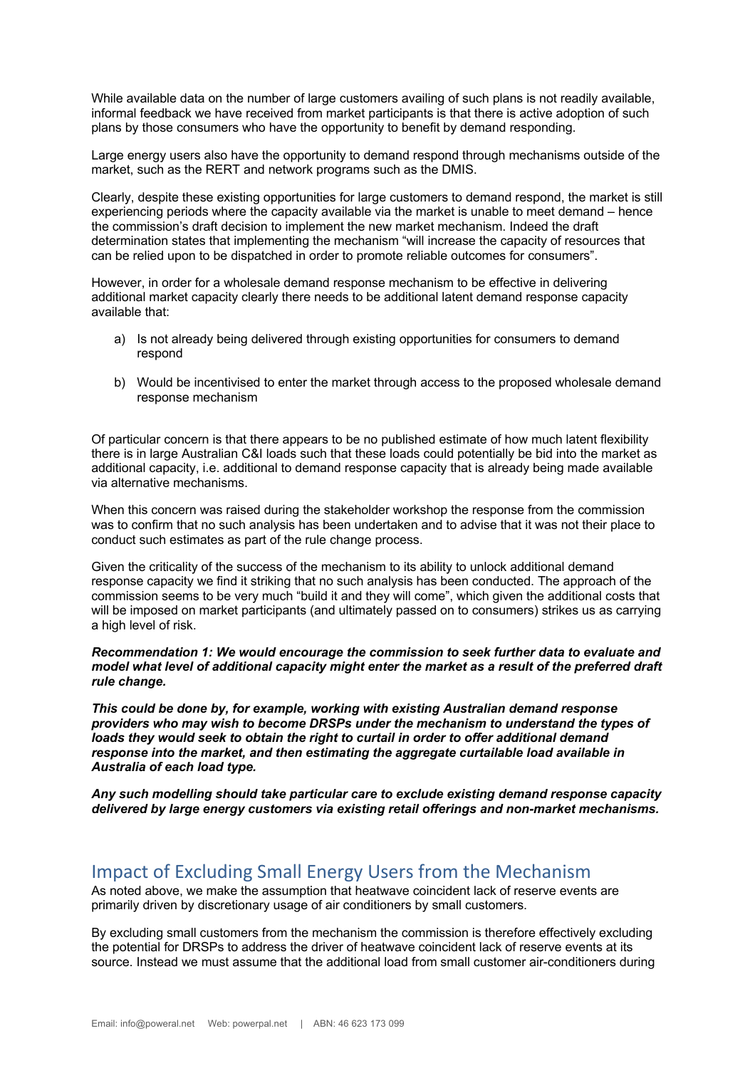While available data on the number of large customers availing of such plans is not readily available, informal feedback we have received from market participants is that there is active adoption of such plans by those consumers who have the opportunity to benefit by demand responding.

Large energy users also have the opportunity to demand respond through mechanisms outside of the market, such as the RERT and network programs such as the DMIS.

Clearly, despite these existing opportunities for large customers to demand respond, the market is still experiencing periods where the capacity available via the market is unable to meet demand – hence the commission's draft decision to implement the new market mechanism. Indeed the draft determination states that implementing the mechanism "will increase the capacity of resources that can be relied upon to be dispatched in order to promote reliable outcomes for consumers".

However, in order for a wholesale demand response mechanism to be effective in delivering additional market capacity clearly there needs to be additional latent demand response capacity available that:

a) Is not already being delivered through existing opportunities for consumers to demand respond

b) Would be incentivised to enter the market through access to the proposed wholesale demand response mechanism

Of particular concern is that there appears to be no published estimate of how much latent flexibility there is in large Australian C&I loads such that these loads could potentially be bid into the market as additional capacity, i.e. additional to demand response capacity that is already being made available via alternative mechanisms.

When this concern was raised during the stakeholder workshop the response from the commission was to confirm that no such analysis has been undertaken and to advise that it was not their place to conduct such estimates as part of the rule change process.

Given the criticality of the success of the mechanism to its ability to unlock additional demand response capacity we find it striking that no such analysis has been conducted. The approach of the commission seems to be very much "build it and they will come", which given the additional costs that will be imposed on market participants (and ultimately passed on to consumers) strikes us as carrying a high level of risk.

***Recommendation 1: We would encourage the commission to seek further data to evaluate and model what level of additional capacity might enter the market as a result of the preferred draft rule change.***

***This could be done by, for example, working with existing Australian demand response providers who may wish to become DRSPs under the mechanism to understand the types of loads they would seek to obtain the right to curtail in order to offer additional demand response into the market, and then estimating the aggregate curtailable load available in Australia of each load type.***

***Any such modelling should take particular care to exclude existing demand response capacity delivered by large energy customers via existing retail offerings and non-market mechanisms.***

## Impact of Excluding Small Energy Users from the Mechanism

As noted above, we make the assumption that heatwave coincident lack of reserve events are primarily driven by discretionary usage of air conditioners by small customers.

By excluding small customers from the mechanism the commission is therefore effectively excluding the potential for DRSPs to address the driver of heatwave coincident lack of reserve events at its source. Instead we must assume that the additional load from small customer air-conditioners during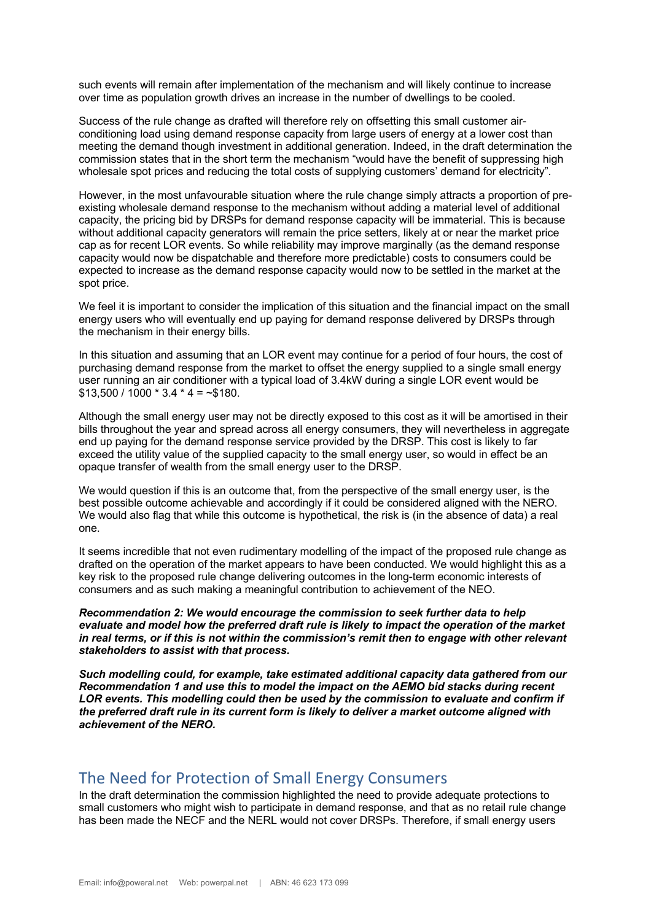such events will remain after implementation of the mechanism and will likely continue to increase over time as population growth drives an increase in the number of dwellings to be cooled.

Success of the rule change as drafted will therefore rely on offsetting this small customer air-conditioning load using demand response capacity from large users of energy at a lower cost than meeting the demand though investment in additional generation. Indeed, in the draft determination the commission states that in the short term the mechanism "would have the benefit of suppressing high wholesale spot prices and reducing the total costs of supplying customers' demand for electricity".

However, in the most unfavourable situation where the rule change simply attracts a proportion of pre-existing wholesale demand response to the mechanism without adding a material level of additional capacity, the pricing bid by DRSPs for demand response capacity will be immaterial. This is because without additional capacity generators will remain the price setters, likely at or near the market price cap as for recent LOR events. So while reliability may improve marginally (as the demand response capacity would now be dispatchable and therefore more predictable) costs to consumers could be expected to increase as the demand response capacity would now to be settled in the market at the spot price.

We feel it is important to consider the implication of this situation and the financial impact on the small energy users who will eventually end up paying for demand response delivered by DRSPs through the mechanism in their energy bills.

In this situation and assuming that an LOR event may continue for a period of four hours, the cost of purchasing demand response from the market to offset the energy supplied to a single small energy user running an air conditioner with a typical load of 3.4kW during a single LOR event would be $13,500 / 1000 * 3.4 * 4 = ~$180.

Although the small energy user may not be directly exposed to this cost as it will be amortised in their bills throughout the year and spread across all energy consumers, they will nevertheless in aggregate end up paying for the demand response service provided by the DRSP. This cost is likely to far exceed the utility value of the supplied capacity to the small energy user, so would in effect be an opaque transfer of wealth from the small energy user to the DRSP.

We would question if this is an outcome that, from the perspective of the small energy user, is the best possible outcome achievable and accordingly if it could be considered aligned with the NERO. We would also flag that while this outcome is hypothetical, the risk is (in the absence of data) a real one.

It seems incredible that not even rudimentary modelling of the impact of the proposed rule change as drafted on the operation of the market appears to have been conducted. We would highlight this as a key risk to the proposed rule change delivering outcomes in the long-term economic interests of consumers and as such making a meaningful contribution to achievement of the NEO.

***Recommendation 2: We would encourage the commission to seek further data to help evaluate and model how the preferred draft rule is likely to impact the operation of the market in real terms, or if this is not within the commission's remit then to engage with other relevant stakeholders to assist with that process.***

***Such modelling could, for example, take estimated additional capacity data gathered from our Recommendation 1 and use this to model the impact on the AEMO bid stacks during recent LOR events. This modelling could then be used by the commission to evaluate and confirm if the preferred draft rule in its current form is likely to deliver a market outcome aligned with achievement of the NERO.***

## The Need for Protection of Small Energy Consumers

In the draft determination the commission highlighted the need to provide adequate protections to small customers who might wish to participate in demand response, and that as no retail rule change has been made the NECF and the NERL would not cover DRSPs. Therefore, if small energy users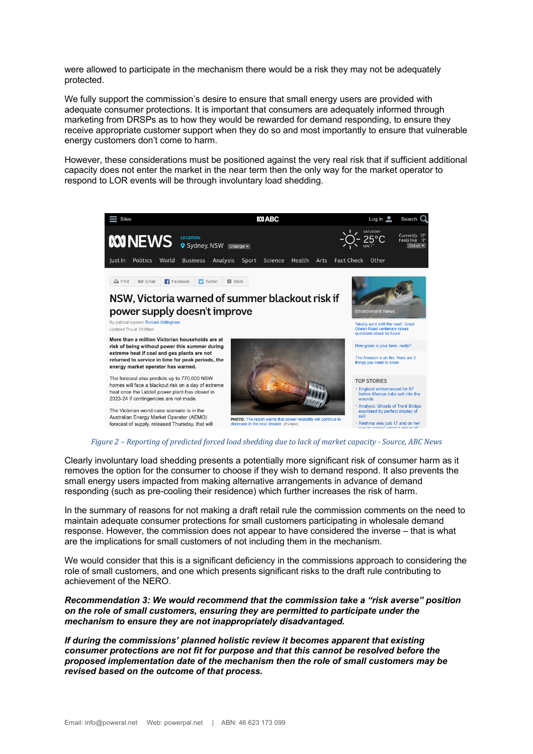were allowed to participate in the mechanism there would be a risk they may not be adequately protected.

We fully support the commission's desire to ensure that small energy users are provided with adequate consumer protections. It is important that consumers are adequately informed through marketing from DRSPs as to how they would be rewarded for demand responding, to ensure they receive appropriate customer support when they do so and most importantly to ensure that vulnerable energy customers don't come to harm.

However, these considerations must be positioned against the very real risk that if sufficient additional capacity does not enter the market in the near term then the only way for the market operator to respond to LOR events will be through involuntary load shedding.

*Figure 2 – Reporting of predicted forced load shedding due to lack of market capacity - Source, ABC News*

Clearly involuntary load shedding presents a potentially more significant risk of consumer harm as it removes the option for the consumer to choose if they wish to demand respond. It also prevents the small energy users impacted from making alternative arrangements in advance of demand responding (such as pre-cooling their residence) which further increases the risk of harm.

In the summary of reasons for not making a draft retail rule the commission comments on the need to maintain adequate consumer protections for small customers participating in wholesale demand response. However, the commission does not appear to have considered the inverse – that is what are the implications for small customers of not including them in the mechanism.

We would consider that this is a significant deficiency in the commissions approach to considering the role of small customers, and one which presents significant risks to the draft rule contributing to achievement of the NERO.

***Recommendation 3: We would recommend that the commission take a "risk averse" position on the role of small customers, ensuring they are permitted to participate under the mechanism to ensure they are not inappropriately disadvantaged.***

***If during the commissions' planned holistic review it becomes apparent that existing consumer protections are not fit for purpose and that this cannot be resolved before the proposed implementation date of the mechanism then the role of small customers may be revised based on the outcome of that process.***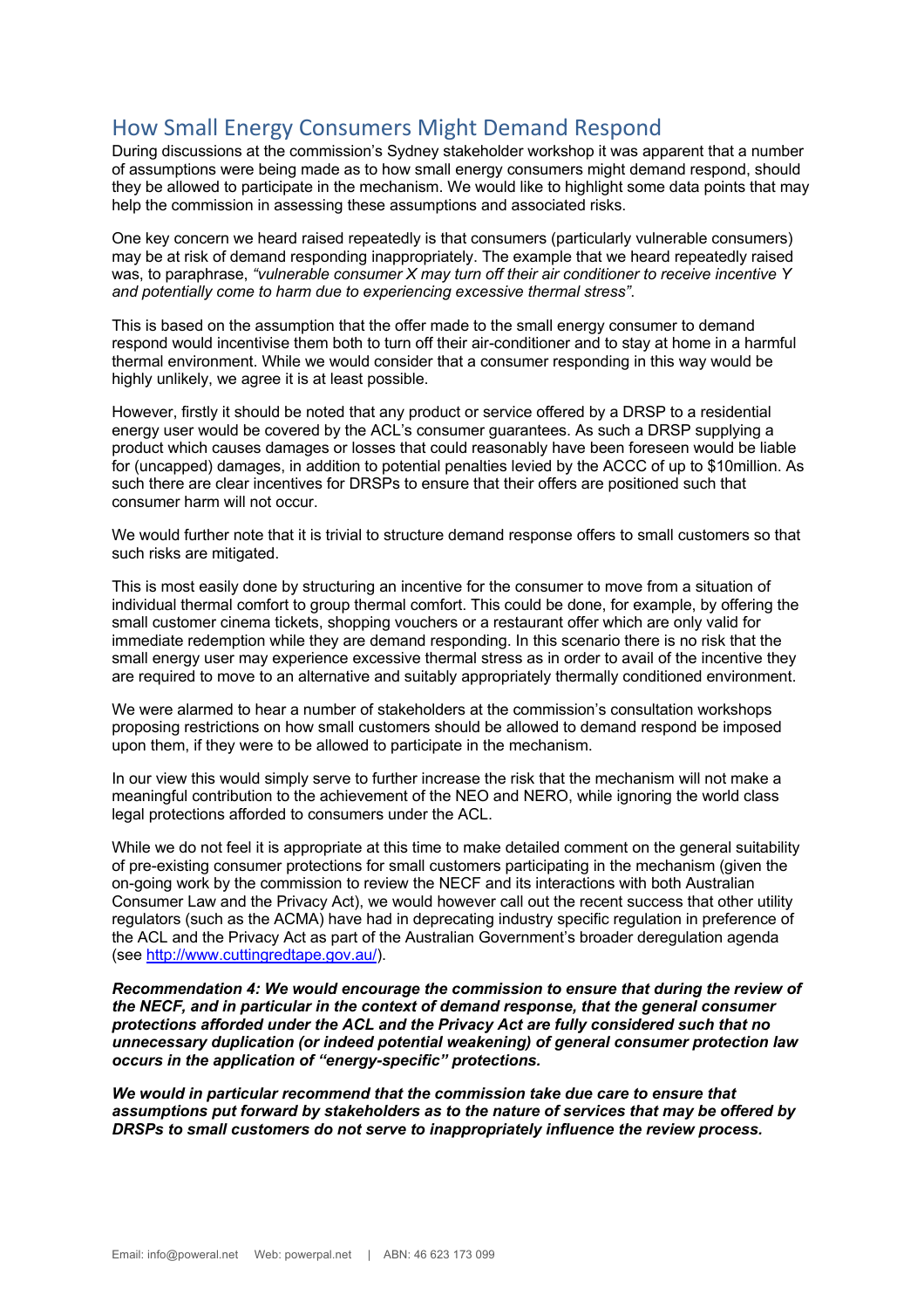## How Small Energy Consumers Might Demand Respond

During discussions at the commission's Sydney stakeholder workshop it was apparent that a number of assumptions were being made as to how small energy consumers might demand respond, should they be allowed to participate in the mechanism. We would like to highlight some data points that may help the commission in assessing these assumptions and associated risks.

One key concern we heard raised repeatedly is that consumers (particularly vulnerable consumers) may be at risk of demand responding inappropriately. The example that we heard repeatedly raised was, to paraphrase, *"vulnerable consumer X may turn off their air conditioner to receive incentive Y and potentially come to harm due to experiencing excessive thermal stress"*.

This is based on the assumption that the offer made to the small energy consumer to demand respond would incentivise them both to turn off their air-conditioner and to stay at home in a harmful thermal environment. While we would consider that a consumer responding in this way would be highly unlikely, we agree it is at least possible.

However, firstly it should be noted that any product or service offered by a DRSP to a residential energy user would be covered by the ACL's consumer guarantees. As such a DRSP supplying a product which causes damages or losses that could reasonably have been foreseen would be liable for (uncapped) damages, in addition to potential penalties levied by the ACCC of up to $10million. As such there are clear incentives for DRSPs to ensure that their offers are positioned such that consumer harm will not occur.

We would further note that it is trivial to structure demand response offers to small customers so that such risks are mitigated.

This is most easily done by structuring an incentive for the consumer to move from a situation of individual thermal comfort to group thermal comfort. This could be done, for example, by offering the small customer cinema tickets, shopping vouchers or a restaurant offer which are only valid for immediate redemption while they are demand responding. In this scenario there is no risk that the small energy user may experience excessive thermal stress as in order to avail of the incentive they are required to move to an alternative and suitably appropriately thermally conditioned environment.

We were alarmed to hear a number of stakeholders at the commission's consultation workshops proposing restrictions on how small customers should be allowed to demand respond be imposed upon them, if they were to be allowed to participate in the mechanism.

In our view this would simply serve to further increase the risk that the mechanism will not make a meaningful contribution to the achievement of the NEO and NERO, while ignoring the world class legal protections afforded to consumers under the ACL.

While we do not feel it is appropriate at this time to make detailed comment on the general suitability of pre-existing consumer protections for small customers participating in the mechanism (given the on-going work by the commission to review the NECF and its interactions with both Australian Consumer Law and the Privacy Act), we would however call out the recent success that other utility regulators (such as the ACMA) have had in deprecating industry specific regulation in preference of the ACL and the Privacy Act as part of the Australian Government's broader deregulation agenda (see http://www.cuttingredtape.gov.au/).

***Recommendation 4: We would encourage the commission to ensure that during the review of the NECF, and in particular in the context of demand response, that the general consumer protections afforded under the ACL and the Privacy Act are fully considered such that no unnecessary duplication (or indeed potential weakening) of general consumer protection law occurs in the application of "energy-specific" protections.***

***We would in particular recommend that the commission take due care to ensure that assumptions put forward by stakeholders as to the nature of services that may be offered by DRSPs to small customers do not serve to inappropriately influence the review process.***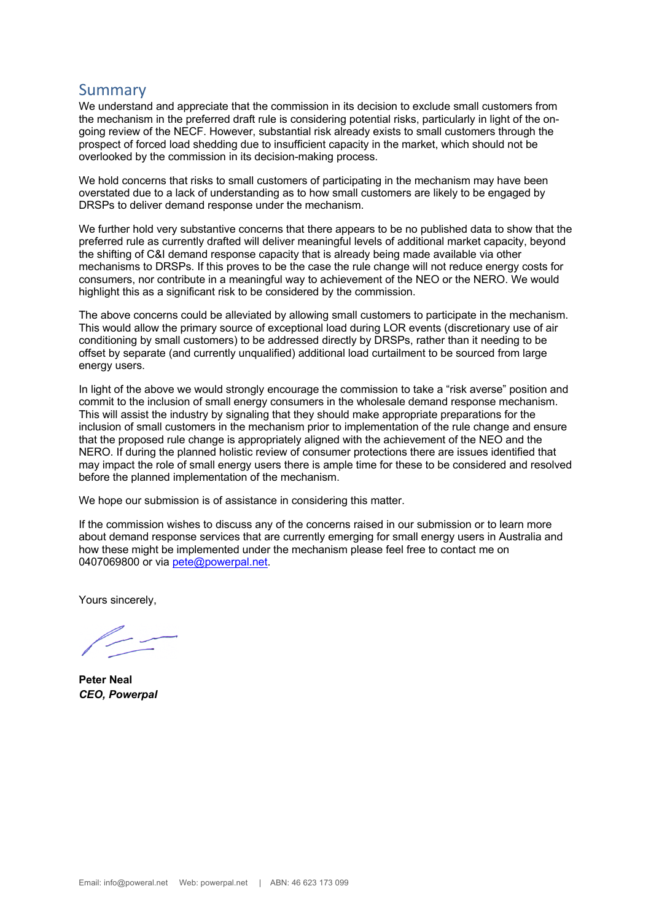## Summary

We understand and appreciate that the commission in its decision to exclude small customers from the mechanism in the preferred draft rule is considering potential risks, particularly in light of the on-going review of the NECF. However, substantial risk already exists to small customers through the prospect of forced load shedding due to insufficient capacity in the market, which should not be overlooked by the commission in its decision-making process.

We hold concerns that risks to small customers of participating in the mechanism may have been overstated due to a lack of understanding as to how small customers are likely to be engaged by DRSPs to deliver demand response under the mechanism.

We further hold very substantive concerns that there appears to be no published data to show that the preferred rule as currently drafted will deliver meaningful levels of additional market capacity, beyond the shifting of C&I demand response capacity that is already being made available via other mechanisms to DRSPs. If this proves to be the case the rule change will not reduce energy costs for consumers, nor contribute in a meaningful way to achievement of the NEO or the NERO. We would highlight this as a significant risk to be considered by the commission.

The above concerns could be alleviated by allowing small customers to participate in the mechanism. This would allow the primary source of exceptional load during LOR events (discretionary use of air conditioning by small customers) to be addressed directly by DRSPs, rather than it needing to be offset by separate (and currently unqualified) additional load curtailment to be sourced from large energy users.

In light of the above we would strongly encourage the commission to take a "risk averse" position and commit to the inclusion of small energy consumers in the wholesale demand response mechanism. This will assist the industry by signaling that they should make appropriate preparations for the inclusion of small customers in the mechanism prior to implementation of the rule change and ensure that the proposed rule change is appropriately aligned with the achievement of the NEO and the NERO. If during the planned holistic review of consumer protections there are issues identified that may impact the role of small energy users there is ample time for these to be considered and resolved before the planned implementation of the mechanism.

We hope our submission is of assistance in considering this matter.

If the commission wishes to discuss any of the concerns raised in our submission or to learn more about demand response services that are currently emerging for small energy users in Australia and how these might be implemented under the mechanism please feel free to contact me on 0407069800 or via pete@powerpal.net.

Yours sincerely,

**Peter Neal**
***CEO, Powerpal***